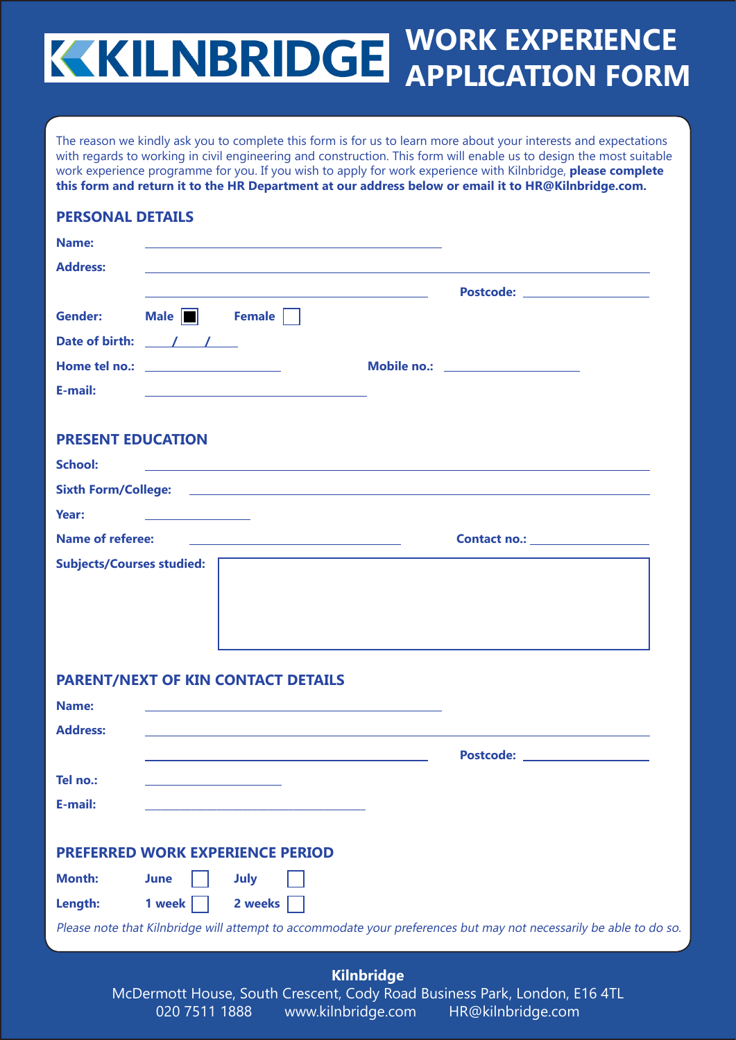# KILNBRIDGE

# WORK EXPERIENCE APPLICATION FORM

The reason we kindly ask you to complete this form is for us to learn more about your interests and expectations with regards to working in civil engineering and construction. This form will enable us to design the most suitable work experience programme for you. If you wish to apply for work experience with Kilnbridge, **please complete this form and return it to the HR Department at our address below or email it to HR@Kilnbridge.com.**

## PERSONAL DETAILS

**Name:** ______________________________

**Address:** ______________________________

______________________________ **Postcode:** ______________

**Gender:** **Male** ■ **Female** ☐

**Date of birth:** ____/____/____

**Home tel no.:** ______________ **Mobile no.:** ______________

**E-mail:** ______________________________

## PRESENT EDUCATION

**School:** ______________________________

**Sixth Form/College:** ______________________________

**Year:** ______________

**Name of referee:** ______________________ **Contact no.:** ______________

**Subjects/Courses studied:**

## PARENT/NEXT OF KIN CONTACT DETAILS

**Name:** ______________________________

**Address:** ______________________________

______________________________ **Postcode:** ______________

**Tel no.:** ______________

**E-mail:** ______________________________

## PREFERRED WORK EXPERIENCE PERIOD

**Month:** **June** ☐ **July** ☐

**Length:** **1 week** ☐ **2 weeks** ☐

*Please note that Kilnbridge will attempt to accommodate your preferences but may not necessarily be able to do so.*

**Kilnbridge**
McDermott House, South Crescent, Cody Road Business Park, London, E16 4TL
020 7511 1888 www.kilnbridge.com HR@kilnbridge.com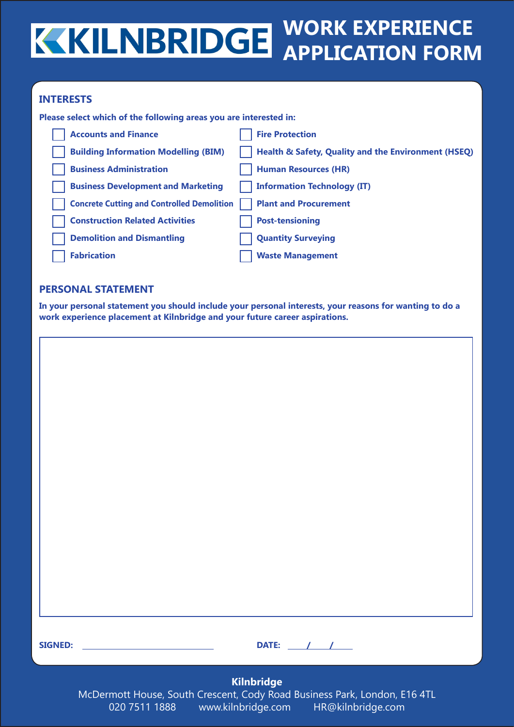# KILNBRIDGE WORK EXPERIENCE APPLICATION FORM

## INTERESTS

**Please select which of the following areas you are interested in:**

- ☐ Accounts and Finance
- ☐ Building Information Modelling (BIM)
- ☐ Business Administration
- ☐ Business Development and Marketing
- ☐ Concrete Cutting and Controlled Demolition
- ☐ Construction Related Activities
- ☐ Demolition and Dismantling
- ☐ Fabrication
- ☐ Fire Protection
- ☐ Health & Safety, Quality and the Environment (HSEQ)
- ☐ Human Resources (HR)
- ☐ Information Technology (IT)
- ☐ Plant and Procurement
- ☐ Post-tensioning
- ☐ Quantity Surveying
- ☐ Waste Management

## PERSONAL STATEMENT

**In your personal statement you should include your personal interests, your reasons for wanting to do a work experience placement at Kilnbridge and your future career aspirations.**

**SIGNED:** ____________________ **DATE:** ___/___/___

**Kilnbridge**

McDermott House, South Crescent, Cody Road Business Park, London, E16 4TL

020 7511 1888 www.kilnbridge.com HR@kilnbridge.com